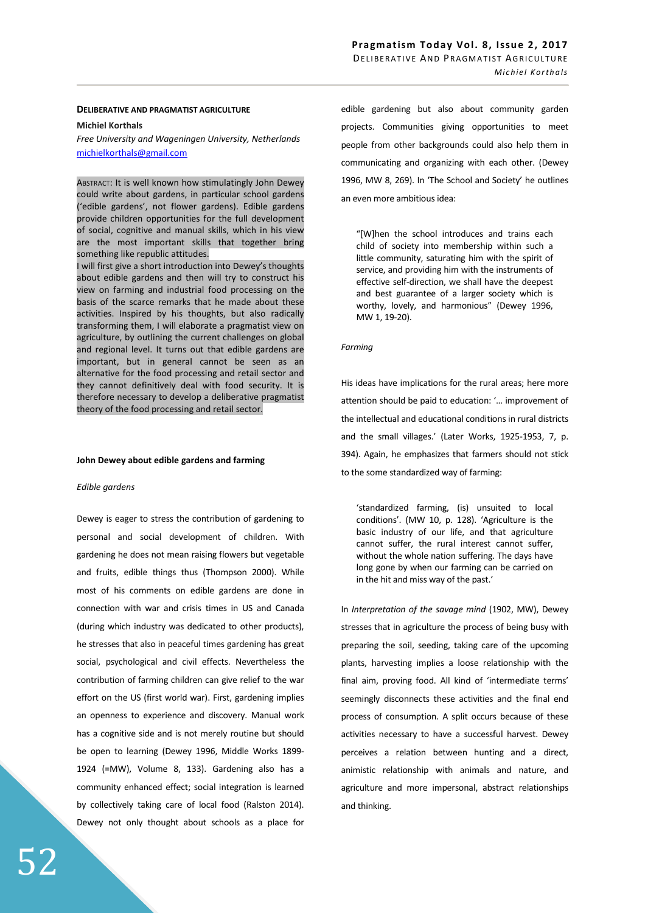## DELIBERATIVE AND PRAGMATIST AGRICULTURE

**Michiel Korthals**

*Free University and Wageningen University, Netherlands*
michielkorthals@gmail.com

ABSTRACT: It is well known how stimulatingly John Dewey could write about gardens, in particular school gardens ('edible gardens', not flower gardens). Edible gardens provide children opportunities for the full development of social, cognitive and manual skills, which in his view are the most important skills that together bring something like republic attitudes.
I will first give a short introduction into Dewey's thoughts about edible gardens and then will try to construct his view on farming and industrial food processing on the basis of the scarce remarks that he made about these activities. Inspired by his thoughts, but also radically transforming them, I will elaborate a pragmatist view on agriculture, by outlining the current challenges on global and regional level. It turns out that edible gardens are important, but in general cannot be seen as an alternative for the food processing and retail sector and they cannot definitively deal with food security. It is therefore necessary to develop a deliberative pragmatist theory of the food processing and retail sector.

### John Dewey about edible gardens and farming

#### *Edible gardens*

Dewey is eager to stress the contribution of gardening to personal and social development of children. With gardening he does not mean raising flowers but vegetable and fruits, edible things thus (Thompson 2000). While most of his comments on edible gardens are done in connection with war and crisis times in US and Canada (during which industry was dedicated to other products), he stresses that also in peaceful times gardening has great social, psychological and civil effects. Nevertheless the contribution of farming children can give relief to the war effort on the US (first world war). First, gardening implies an openness to experience and discovery. Manual work has a cognitive side and is not merely routine but should be open to learning (Dewey 1996, Middle Works 1899-1924 (=MW), Volume 8, 133). Gardening also has a community enhanced effect; social integration is learned by collectively taking care of local food (Ralston 2014). Dewey not only thought about schools as a place for edible gardening but also about community garden projects. Communities giving opportunities to meet people from other backgrounds could also help them in communicating and organizing with each other. (Dewey 1996, MW 8, 269). In 'The School and Society' he outlines an even more ambitious idea:

> "[W]hen the school introduces and trains each child of society into membership within such a little community, saturating him with the spirit of service, and providing him with the instruments of effective self-direction, we shall have the deepest and best guarantee of a larger society which is worthy, lovely, and harmonious" (Dewey 1996, MW 1, 19-20).

#### *Farming*

His ideas have implications for the rural areas; here more attention should be paid to education: '… improvement of the intellectual and educational conditions in rural districts and the small villages.' (Later Works, 1925-1953, 7, p. 394). Again, he emphasizes that farmers should not stick to the some standardized way of farming:

> 'standardized farming, (is) unsuited to local conditions'. (MW 10, p. 128). 'Agriculture is the basic industry of our life, and that agriculture cannot suffer, the rural interest cannot suffer, without the whole nation suffering. The days have long gone by when our farming can be carried on in the hit and miss way of the past.'

In *Interpretation of the savage mind* (1902, MW), Dewey stresses that in agriculture the process of being busy with preparing the soil, seeding, taking care of the upcoming plants, harvesting implies a loose relationship with the final aim, proving food. All kind of 'intermediate terms' seemingly disconnects these activities and the final end process of consumption. A split occurs because of these activities necessary to have a successful harvest. Dewey perceives a relation between hunting and a direct, animistic relationship with animals and nature, and agriculture and more impersonal, abstract relationships and thinking.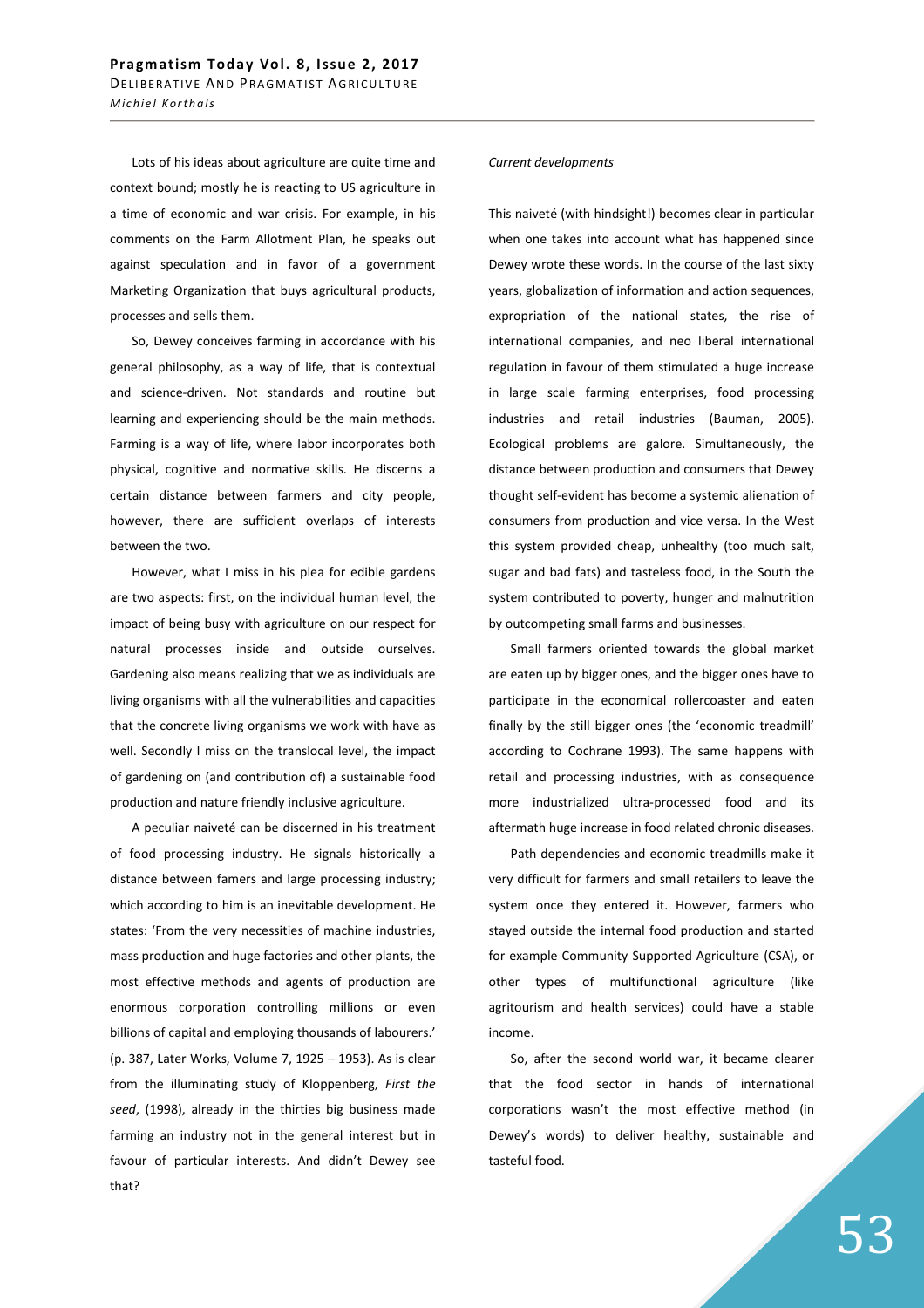Lots of his ideas about agriculture are quite time and context bound; mostly he is reacting to US agriculture in a time of economic and war crisis. For example, in his comments on the Farm Allotment Plan, he speaks out against speculation and in favor of a government Marketing Organization that buys agricultural products, processes and sells them.

So, Dewey conceives farming in accordance with his general philosophy, as a way of life, that is contextual and science-driven. Not standards and routine but learning and experiencing should be the main methods. Farming is a way of life, where labor incorporates both physical, cognitive and normative skills. He discerns a certain distance between farmers and city people, however, there are sufficient overlaps of interests between the two.

However, what I miss in his plea for edible gardens are two aspects: first, on the individual human level, the impact of being busy with agriculture on our respect for natural processes inside and outside ourselves. Gardening also means realizing that we as individuals are living organisms with all the vulnerabilities and capacities that the concrete living organisms we work with have as well. Secondly I miss on the translocal level, the impact of gardening on (and contribution of) a sustainable food production and nature friendly inclusive agriculture.

A peculiar naiveté can be discerned in his treatment of food processing industry. He signals historically a distance between famers and large processing industry; which according to him is an inevitable development. He states: 'From the very necessities of machine industries, mass production and huge factories and other plants, the most effective methods and agents of production are enormous corporation controlling millions or even billions of capital and employing thousands of labourers.' (p. 387, Later Works, Volume 7, 1925 – 1953). As is clear from the illuminating study of Kloppenberg, *First the seed*, (1998), already in the thirties big business made farming an industry not in the general interest but in favour of particular interests. And didn't Dewey see that?

*Current developments*

This naiveté (with hindsight!) becomes clear in particular when one takes into account what has happened since Dewey wrote these words. In the course of the last sixty years, globalization of information and action sequences, expropriation of the national states, the rise of international companies, and neo liberal international regulation in favour of them stimulated a huge increase in large scale farming enterprises, food processing industries and retail industries (Bauman, 2005). Ecological problems are galore. Simultaneously, the distance between production and consumers that Dewey thought self-evident has become a systemic alienation of consumers from production and vice versa. In the West this system provided cheap, unhealthy (too much salt, sugar and bad fats) and tasteless food, in the South the system contributed to poverty, hunger and malnutrition by outcompeting small farms and businesses.

Small farmers oriented towards the global market are eaten up by bigger ones, and the bigger ones have to participate in the economical rollercoaster and eaten finally by the still bigger ones (the 'economic treadmill' according to Cochrane 1993). The same happens with retail and processing industries, with as consequence more industrialized ultra-processed food and its aftermath huge increase in food related chronic diseases.

Path dependencies and economic treadmills make it very difficult for farmers and small retailers to leave the system once they entered it. However, farmers who stayed outside the internal food production and started for example Community Supported Agriculture (CSA), or other types of multifunctional agriculture (like agritourism and health services) could have a stable income.

So, after the second world war, it became clearer that the food sector in hands of international corporations wasn't the most effective method (in Dewey's words) to deliver healthy, sustainable and tasteful food.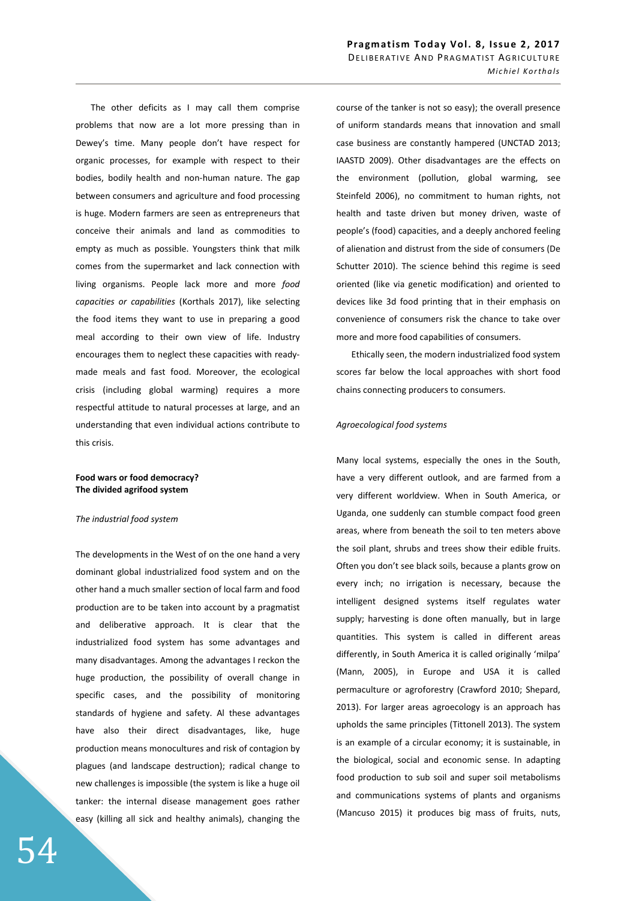The other deficits as I may call them comprise problems that now are a lot more pressing than in Dewey's time. Many people don't have respect for organic processes, for example with respect to their bodies, bodily health and non-human nature. The gap between consumers and agriculture and food processing is huge. Modern farmers are seen as entrepreneurs that conceive their animals and land as commodities to empty as much as possible. Youngsters think that milk comes from the supermarket and lack connection with living organisms. People lack more and more *food capacities or capabilities* (Korthals 2017), like selecting the food items they want to use in preparing a good meal according to their own view of life. Industry encourages them to neglect these capacities with ready-made meals and fast food. Moreover, the ecological crisis (including global warming) requires a more respectful attitude to natural processes at large, and an understanding that even individual actions contribute to this crisis.

## Food wars or food democracy? The divided agrifood system

### *The industrial food system*

The developments in the West of on the one hand a very dominant global industrialized food system and on the other hand a much smaller section of local farm and food production are to be taken into account by a pragmatist and deliberative approach. It is clear that the industrialized food system has some advantages and many disadvantages. Among the advantages I reckon the huge production, the possibility of overall change in specific cases, and the possibility of monitoring standards of hygiene and safety. Al these advantages have also their direct disadvantages, like, huge production means monocultures and risk of contagion by plagues (and landscape destruction); radical change to new challenges is impossible (the system is like a huge oil tanker: the internal disease management goes rather easy (killing all sick and healthy animals), changing the course of the tanker is not so easy); the overall presence of uniform standards means that innovation and small case business are constantly hampered (UNCTAD 2013; IAASTD 2009). Other disadvantages are the effects on the environment (pollution, global warming, see Steinfeld 2006), no commitment to human rights, not health and taste driven but money driven, waste of people's (food) capacities, and a deeply anchored feeling of alienation and distrust from the side of consumers (De Schutter 2010). The science behind this regime is seed oriented (like via genetic modification) and oriented to devices like 3d food printing that in their emphasis on convenience of consumers risk the chance to take over more and more food capabilities of consumers.

Ethically seen, the modern industrialized food system scores far below the local approaches with short food chains connecting producers to consumers.

### *Agroecological food systems*

Many local systems, especially the ones in the South, have a very different outlook, and are farmed from a very different worldview. When in South America, or Uganda, one suddenly can stumble compact food green areas, where from beneath the soil to ten meters above the soil plant, shrubs and trees show their edible fruits. Often you don't see black soils, because a plants grow on every inch; no irrigation is necessary, because the intelligent designed systems itself regulates water supply; harvesting is done often manually, but in large quantities. This system is called in different areas differently, in South America it is called originally 'milpa' (Mann, 2005), in Europe and USA it is called permaculture or agroforestry (Crawford 2010; Shepard, 2013). For larger areas agroecology is an approach has upholds the same principles (Tittonell 2013). The system is an example of a circular economy; it is sustainable, in the biological, social and economic sense. In adapting food production to sub soil and super soil metabolisms and communications systems of plants and organisms (Mancuso 2015) it produces big mass of fruits, nuts,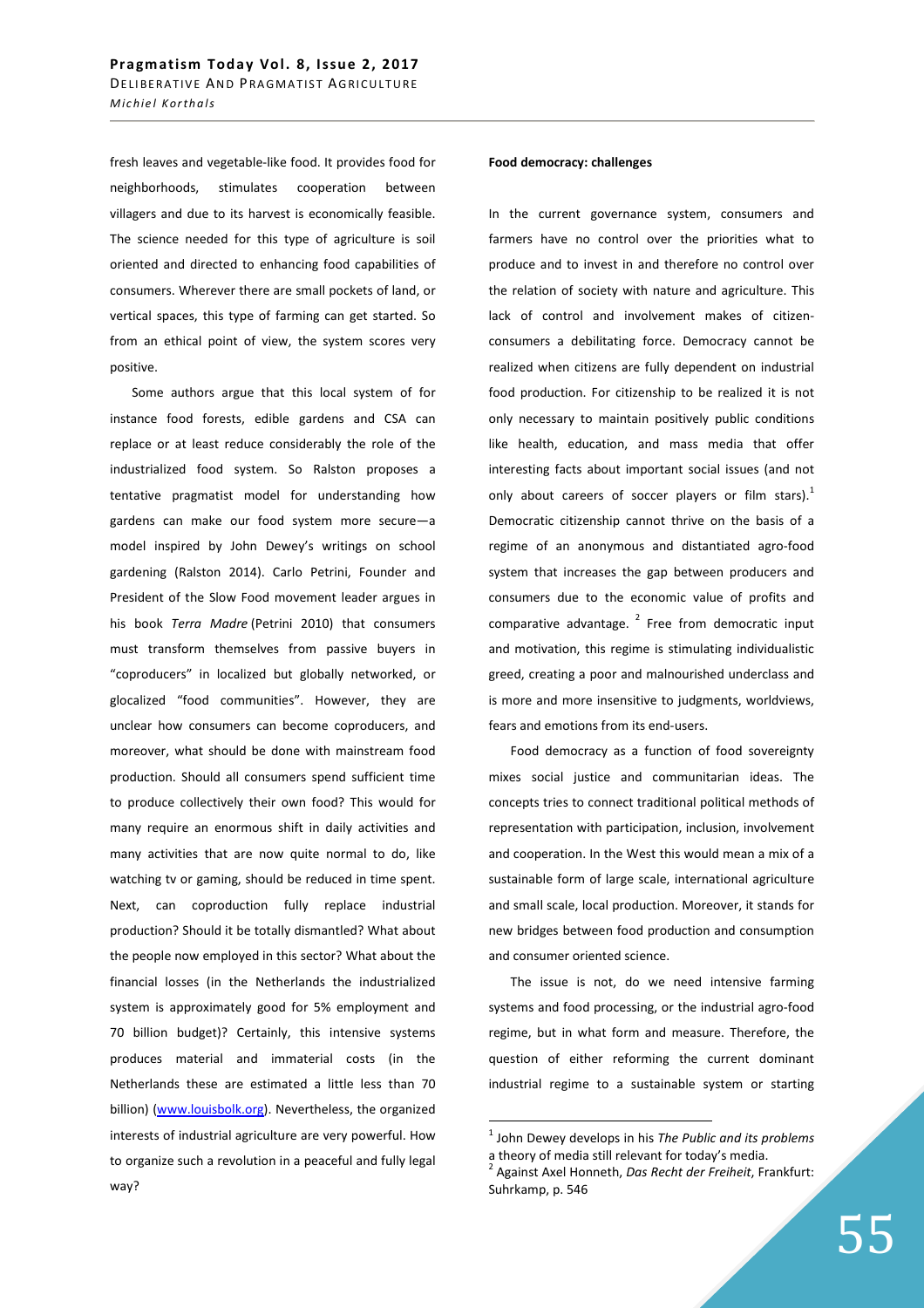fresh leaves and vegetable-like food. It provides food for neighborhoods, stimulates cooperation between villagers and due to its harvest is economically feasible. The science needed for this type of agriculture is soil oriented and directed to enhancing food capabilities of consumers. Wherever there are small pockets of land, or vertical spaces, this type of farming can get started. So from an ethical point of view, the system scores very positive.

Some authors argue that this local system of for instance food forests, edible gardens and CSA can replace or at least reduce considerably the role of the industrialized food system. So Ralston proposes a tentative pragmatist model for understanding how gardens can make our food system more secure—a model inspired by John Dewey's writings on school gardening (Ralston 2014). Carlo Petrini, Founder and President of the Slow Food movement leader argues in his book *Terra Madre* (Petrini 2010) that consumers must transform themselves from passive buyers in "coproducers" in localized but globally networked, or glocalized "food communities". However, they are unclear how consumers can become coproducers, and moreover, what should be done with mainstream food production. Should all consumers spend sufficient time to produce collectively their own food? This would for many require an enormous shift in daily activities and many activities that are now quite normal to do, like watching tv or gaming, should be reduced in time spent. Next, can coproduction fully replace industrial production? Should it be totally dismantled? What about the people now employed in this sector? What about the financial losses (in the Netherlands the industrialized system is approximately good for 5% employment and 70 billion budget)? Certainly, this intensive systems produces material and immaterial costs (in the Netherlands these are estimated a little less than 70 billion) (www.louisbolk.org). Nevertheless, the organized interests of industrial agriculture are very powerful. How to organize such a revolution in a peaceful and fully legal way?

**Food democracy: challenges**

In the current governance system, consumers and farmers have no control over the priorities what to produce and to invest in and therefore no control over the relation of society with nature and agriculture. This lack of control and involvement makes of citizen-consumers a debilitating force. Democracy cannot be realized when citizens are fully dependent on industrial food production. For citizenship to be realized it is not only necessary to maintain positively public conditions like health, education, and mass media that offer interesting facts about important social issues (and not only about careers of soccer players or film stars).[1] Democratic citizenship cannot thrive on the basis of a regime of an anonymous and distantiated agro-food system that increases the gap between producers and consumers due to the economic value of profits and comparative advantage. [2] Free from democratic input and motivation, this regime is stimulating individualistic greed, creating a poor and malnourished underclass and is more and more insensitive to judgments, worldviews, fears and emotions from its end-users.

Food democracy as a function of food sovereignty mixes social justice and communitarian ideas. The concepts tries to connect traditional political methods of representation with participation, inclusion, involvement and cooperation. In the West this would mean a mix of a sustainable form of large scale, international agriculture and small scale, local production. Moreover, it stands for new bridges between food production and consumption and consumer oriented science.

The issue is not, do we need intensive farming systems and food processing, or the industrial agro-food regime, but in what form and measure. Therefore, the question of either reforming the current dominant industrial regime to a sustainable system or starting

---

[1] John Dewey develops in his *The Public and its problems* a theory of media still relevant for today's media.

[2] Against Axel Honneth, *Das Recht der Freiheit*, Frankfurt: Suhrkamp, p. 546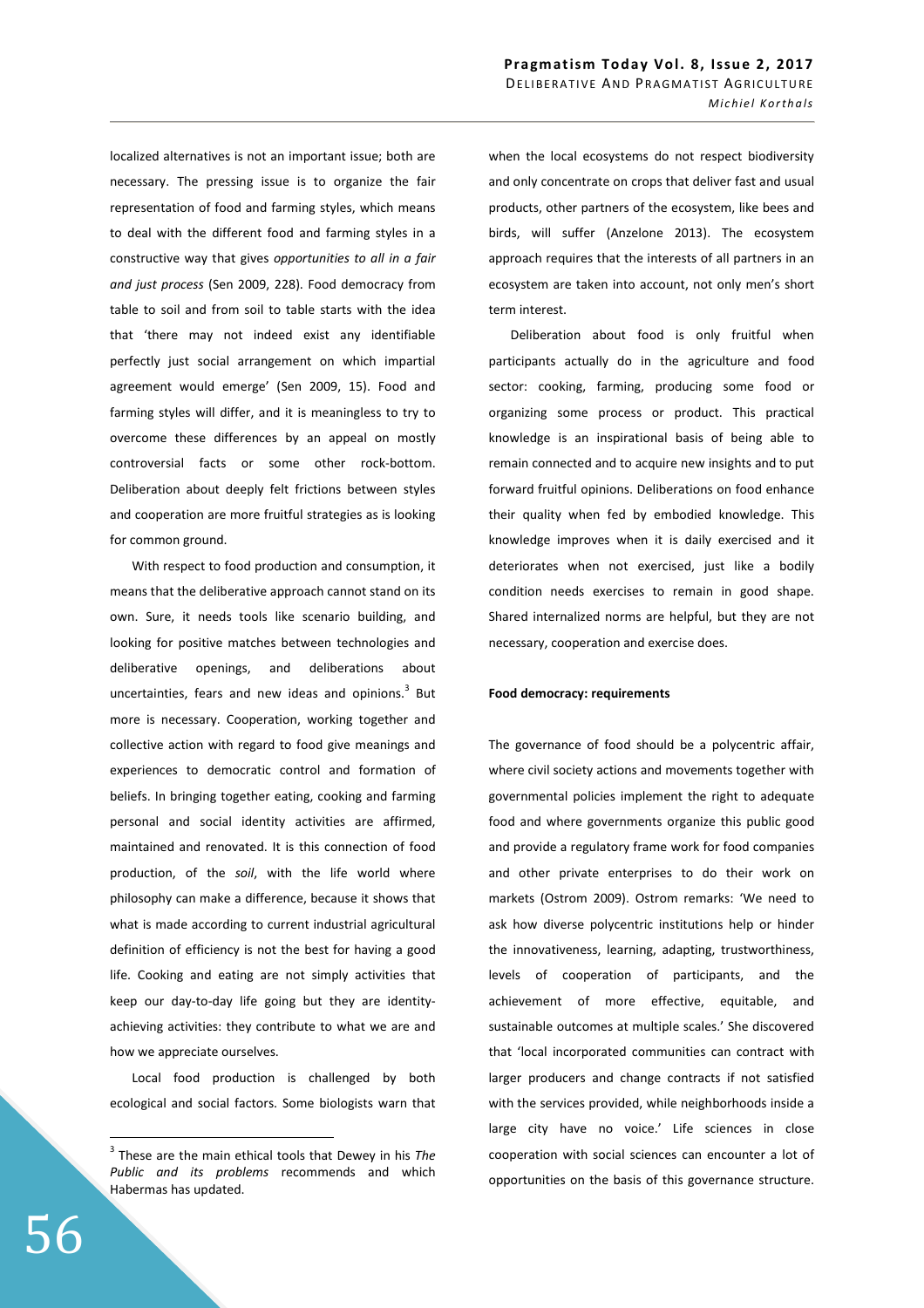localized alternatives is not an important issue; both are necessary. The pressing issue is to organize the fair representation of food and farming styles, which means to deal with the different food and farming styles in a constructive way that gives *opportunities to all in a fair and just process* (Sen 2009, 228). Food democracy from table to soil and from soil to table starts with the idea that 'there may not indeed exist any identifiable perfectly just social arrangement on which impartial agreement would emerge' (Sen 2009, 15). Food and farming styles will differ, and it is meaningless to try to overcome these differences by an appeal on mostly controversial facts or some other rock-bottom. Deliberation about deeply felt frictions between styles and cooperation are more fruitful strategies as is looking for common ground.

With respect to food production and consumption, it means that the deliberative approach cannot stand on its own. Sure, it needs tools like scenario building, and looking for positive matches between technologies and deliberative openings, and deliberations about uncertainties, fears and new ideas and opinions.[3] But more is necessary. Cooperation, working together and collective action with regard to food give meanings and experiences to democratic control and formation of beliefs. In bringing together eating, cooking and farming personal and social identity activities are affirmed, maintained and renovated. It is this connection of food production, of the *soil*, with the life world where philosophy can make a difference, because it shows that what is made according to current industrial agricultural definition of efficiency is not the best for having a good life. Cooking and eating are not simply activities that keep our day-to-day life going but they are identity-achieving activities: they contribute to what we are and how we appreciate ourselves.

Local food production is challenged by both ecological and social factors. Some biologists warn that when the local ecosystems do not respect biodiversity and only concentrate on crops that deliver fast and usual products, other partners of the ecosystem, like bees and birds, will suffer (Anzelone 2013). The ecosystem approach requires that the interests of all partners in an ecosystem are taken into account, not only men's short term interest.

Deliberation about food is only fruitful when participants actually do in the agriculture and food sector: cooking, farming, producing some food or organizing some process or product. This practical knowledge is an inspirational basis of being able to remain connected and to acquire new insights and to put forward fruitful opinions. Deliberations on food enhance their quality when fed by embodied knowledge. This knowledge improves when it is daily exercised and it deteriorates when not exercised, just like a bodily condition needs exercises to remain in good shape. Shared internalized norms are helpful, but they are not necessary, cooperation and exercise does.

**Food democracy: requirements**

The governance of food should be a polycentric affair, where civil society actions and movements together with governmental policies implement the right to adequate food and where governments organize this public good and provide a regulatory frame work for food companies and other private enterprises to do their work on markets (Ostrom 2009). Ostrom remarks: 'We need to ask how diverse polycentric institutions help or hinder the innovativeness, learning, adapting, trustworthiness, levels of cooperation of participants, and the achievement of more effective, equitable, and sustainable outcomes at multiple scales.' She discovered that 'local incorporated communities can contract with larger producers and change contracts if not satisfied with the services provided, while neighborhoods inside a large city have no voice.' Life sciences in close cooperation with social sciences can encounter a lot of opportunities on the basis of this governance structure.

[3] These are the main ethical tools that Dewey in his *The Public and its problems* recommends and which Habermas has updated.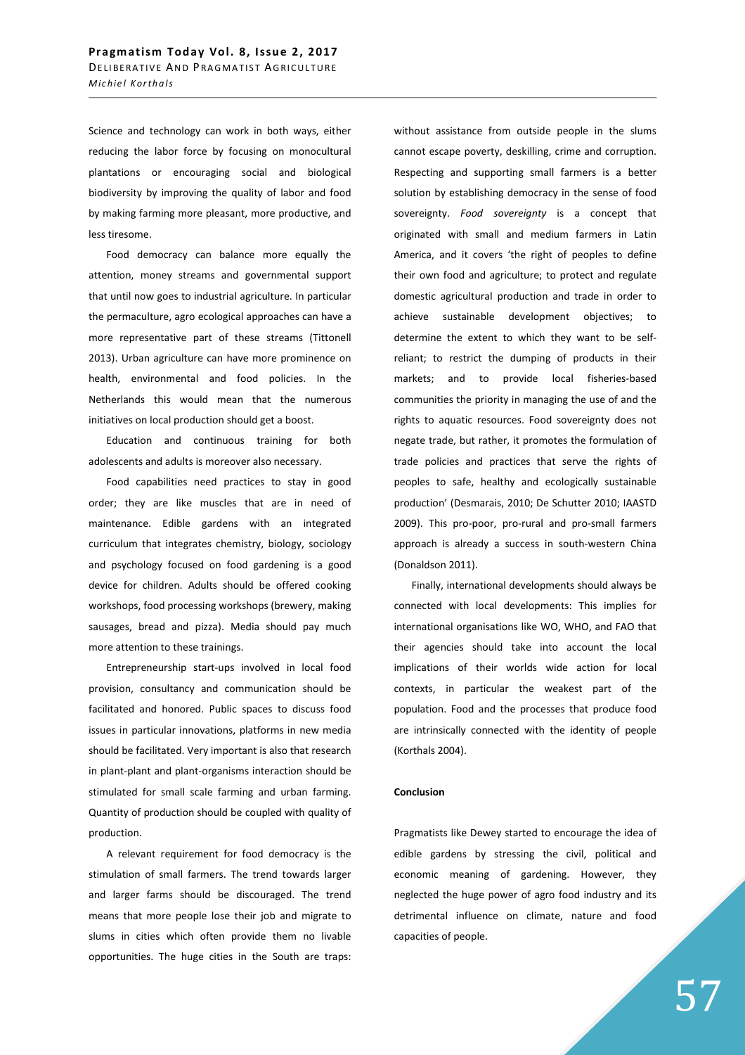Science and technology can work in both ways, either reducing the labor force by focusing on monocultural plantations or encouraging social and biological biodiversity by improving the quality of labor and food by making farming more pleasant, more productive, and less tiresome.

Food democracy can balance more equally the attention, money streams and governmental support that until now goes to industrial agriculture. In particular the permaculture, agro ecological approaches can have a more representative part of these streams (Tittonell 2013). Urban agriculture can have more prominence on health, environmental and food policies. In the Netherlands this would mean that the numerous initiatives on local production should get a boost.

Education and continuous training for both adolescents and adults is moreover also necessary.

Food capabilities need practices to stay in good order; they are like muscles that are in need of maintenance. Edible gardens with an integrated curriculum that integrates chemistry, biology, sociology and psychology focused on food gardening is a good device for children. Adults should be offered cooking workshops, food processing workshops (brewery, making sausages, bread and pizza). Media should pay much more attention to these trainings.

Entrepreneurship start-ups involved in local food provision, consultancy and communication should be facilitated and honored. Public spaces to discuss food issues in particular innovations, platforms in new media should be facilitated. Very important is also that research in plant-plant and plant-organisms interaction should be stimulated for small scale farming and urban farming. Quantity of production should be coupled with quality of production.

A relevant requirement for food democracy is the stimulation of small farmers. The trend towards larger and larger farms should be discouraged. The trend means that more people lose their job and migrate to slums in cities which often provide them no livable opportunities. The huge cities in the South are traps: without assistance from outside people in the slums cannot escape poverty, deskilling, crime and corruption. Respecting and supporting small farmers is a better solution by establishing democracy in the sense of food sovereignty. *Food sovereignty* is a concept that originated with small and medium farmers in Latin America, and it covers 'the right of peoples to define their own food and agriculture; to protect and regulate domestic agricultural production and trade in order to achieve sustainable development objectives; to determine the extent to which they want to be self-reliant; to restrict the dumping of products in their markets; and to provide local fisheries-based communities the priority in managing the use of and the rights to aquatic resources. Food sovereignty does not negate trade, but rather, it promotes the formulation of trade policies and practices that serve the rights of peoples to safe, healthy and ecologically sustainable production' (Desmarais, 2010; De Schutter 2010; IAASTD 2009). This pro-poor, pro-rural and pro-small farmers approach is already a success in south-western China (Donaldson 2011).

Finally, international developments should always be connected with local developments: This implies for international organisations like WO, WHO, and FAO that their agencies should take into account the local implications of their worlds wide action for local contexts, in particular the weakest part of the population. Food and the processes that produce food are intrinsically connected with the identity of people (Korthals 2004).

**Conclusion**

Pragmatists like Dewey started to encourage the idea of edible gardens by stressing the civil, political and economic meaning of gardening. However, they neglected the huge power of agro food industry and its detrimental influence on climate, nature and food capacities of people.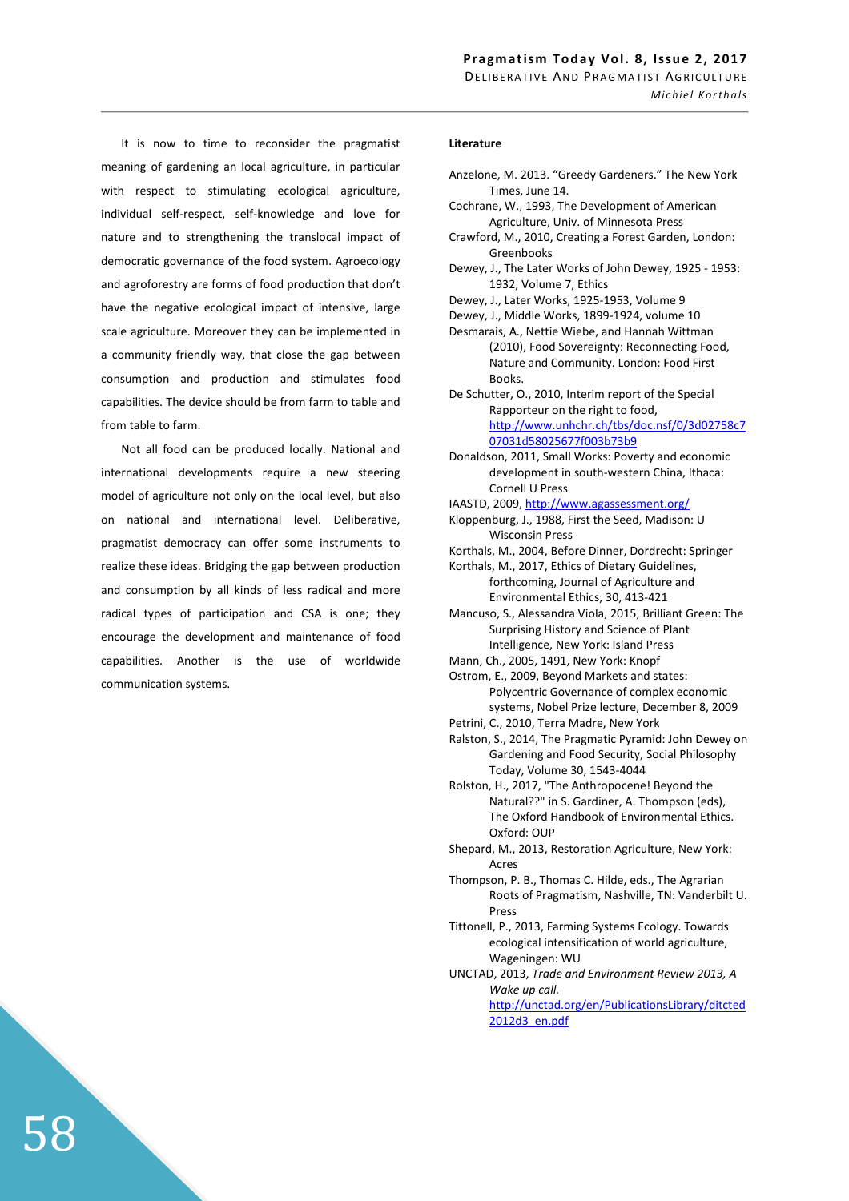It is now to time to reconsider the pragmatist meaning of gardening an local agriculture, in particular with respect to stimulating ecological agriculture, individual self-respect, self-knowledge and love for nature and to strengthening the translocal impact of democratic governance of the food system. Agroecology and agroforestry are forms of food production that don't have the negative ecological impact of intensive, large scale agriculture. Moreover they can be implemented in a community friendly way, that close the gap between consumption and production and stimulates food capabilities. The device should be from farm to table and from table to farm.

Not all food can be produced locally. National and international developments require a new steering model of agriculture not only on the local level, but also on national and international level. Deliberative, pragmatist democracy can offer some instruments to realize these ideas. Bridging the gap between production and consumption by all kinds of less radical and more radical types of participation and CSA is one; they encourage the development and maintenance of food capabilities. Another is the use of worldwide communication systems.

**Literature**

Anzelone, M. 2013. "Greedy Gardeners." The New York Times, June 14.

Cochrane, W., 1993, The Development of American Agriculture, Univ. of Minnesota Press

Crawford, M., 2010, Creating a Forest Garden, London: Greenbooks

Dewey, J., The Later Works of John Dewey, 1925 - 1953: 1932, Volume 7, Ethics

Dewey, J., Later Works, 1925-1953, Volume 9

Dewey, J., Middle Works, 1899-1924, volume 10

Desmarais, A., Nettie Wiebe, and Hannah Wittman (2010), Food Sovereignty: Reconnecting Food, Nature and Community. London: Food First Books.

De Schutter, O., 2010, Interim report of the Special Rapporteur on the right to food, http://www.unhchr.ch/tbs/doc.nsf/0/3d02758c707031d58025677f003b73b9

Donaldson, 2011, Small Works: Poverty and economic development in south-western China, Ithaca: Cornell U Press

IAASTD, 2009, http://www.agassessment.org/

Kloppenburg, J., 1988, First the Seed, Madison: U Wisconsin Press

Korthals, M., 2004, Before Dinner, Dordrecht: Springer

Korthals, M., 2017, Ethics of Dietary Guidelines, forthcoming, Journal of Agriculture and Environmental Ethics, 30, 413-421

Mancuso, S., Alessandra Viola, 2015, Brilliant Green: The Surprising History and Science of Plant Intelligence, New York: Island Press

Mann, Ch., 2005, 1491, New York: Knopf

Ostrom, E., 2009, Beyond Markets and states: Polycentric Governance of complex economic systems, Nobel Prize lecture, December 8, 2009

Petrini, C., 2010, Terra Madre, New York

Ralston, S., 2014, The Pragmatic Pyramid: John Dewey on Gardening and Food Security, Social Philosophy Today, Volume 30, 1543-4044

Rolston, H., 2017, "The Anthropocene! Beyond the Natural??" in S. Gardiner, A. Thompson (eds), The Oxford Handbook of Environmental Ethics. Oxford: OUP

Shepard, M., 2013, Restoration Agriculture, New York: Acres

Thompson, P. B., Thomas C. Hilde, eds., The Agrarian Roots of Pragmatism, Nashville, TN: Vanderbilt U. Press

Tittonell, P., 2013, Farming Systems Ecology. Towards ecological intensification of world agriculture, Wageningen: WU

UNCTAD, 2013, *Trade and Environment Review 2013, A Wake up call.* http://unctad.org/en/PublicationsLibrary/ditcted2012d3_en.pdf